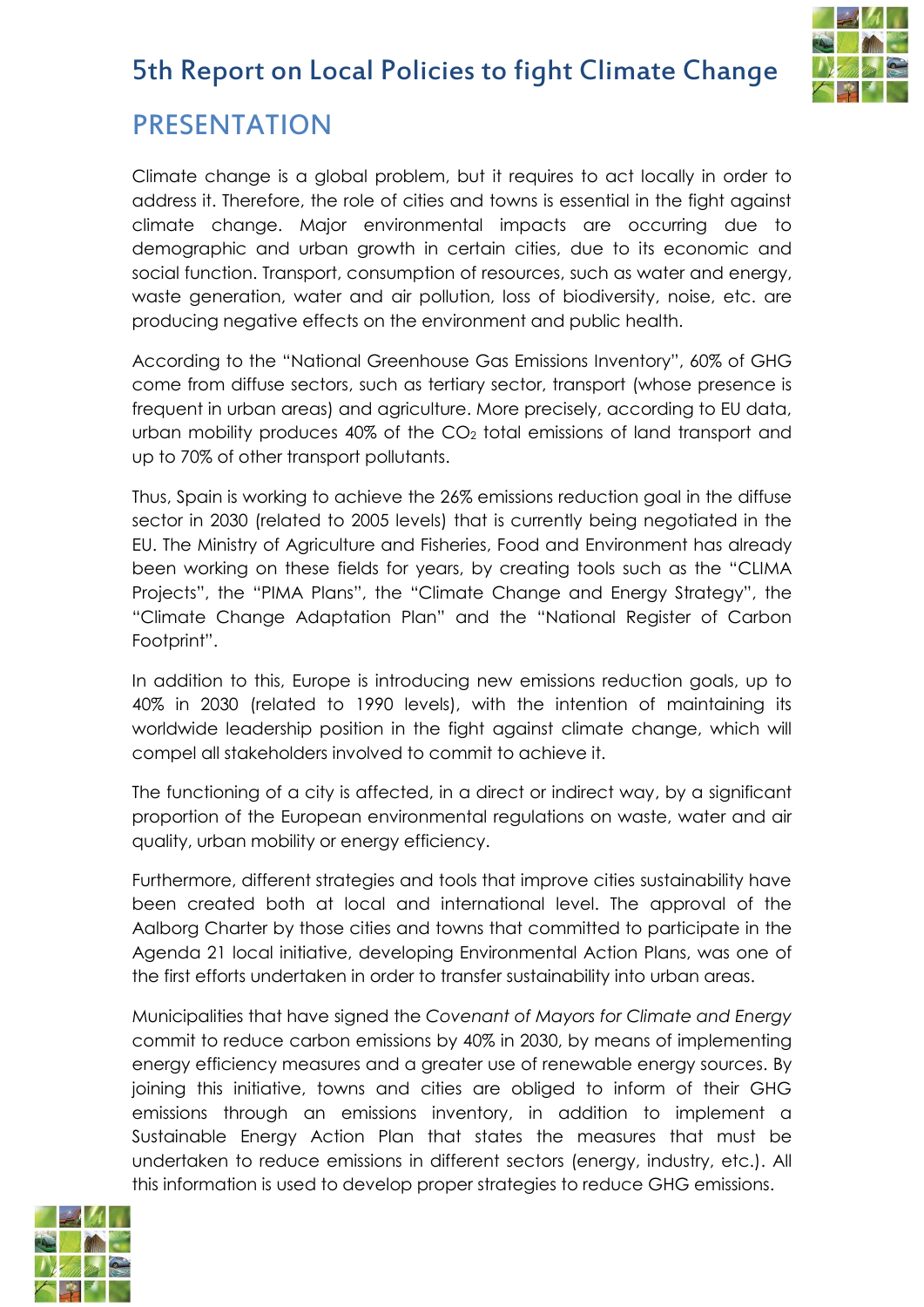# 5th Report on Local Policies to fight Climate Change

## PRESENTATION

Climate change is a global problem, but it requires to act locally in order to address it. Therefore, the role of cities and towns is essential in the fight against climate change. Major environmental impacts are occurring due to demographic and urban growth in certain cities, due to its economic and social function. Transport, consumption of resources, such as water and energy, waste generation, water and air pollution, loss of biodiversity, noise, etc. are producing negative effects on the environment and public health.

According to the "National Greenhouse Gas Emissions Inventory", 60% of GHG come from diffuse sectors, such as tertiary sector, transport (whose presence is frequent in urban areas) and agriculture. More precisely, according to EU data, urban mobility produces 40% of the $CO_2$ total emissions of land transport and up to 70% of other transport pollutants.

Thus, Spain is working to achieve the 26% emissions reduction goal in the diffuse sector in 2030 (related to 2005 levels) that is currently being negotiated in the EU. The Ministry of Agriculture and Fisheries, Food and Environment has already been working on these fields for years, by creating tools such as the "CLIMA Projects", the "PIMA Plans", the "Climate Change and Energy Strategy", the "Climate Change Adaptation Plan" and the "National Register of Carbon Footprint".

In addition to this, Europe is introducing new emissions reduction goals, up to 40% in 2030 (related to 1990 levels), with the intention of maintaining its worldwide leadership position in the fight against climate change, which will compel all stakeholders involved to commit to achieve it.

The functioning of a city is affected, in a direct or indirect way, by a significant proportion of the European environmental regulations on waste, water and air quality, urban mobility or energy efficiency.

Furthermore, different strategies and tools that improve cities sustainability have been created both at local and international level. The approval of the Aalborg Charter by those cities and towns that committed to participate in the Agenda 21 local initiative, developing Environmental Action Plans, was one of the first efforts undertaken in order to transfer sustainability into urban areas.

Municipalities that have signed the *Covenant of Mayors for Climate and Energy* commit to reduce carbon emissions by 40% in 2030, by means of implementing energy efficiency measures and a greater use of renewable energy sources. By joining this initiative, towns and cities are obliged to inform of their GHG emissions through an emissions inventory, in addition to implement a Sustainable Energy Action Plan that states the measures that must be undertaken to reduce emissions in different sectors (energy, industry, etc.). All this information is used to develop proper strategies to reduce GHG emissions.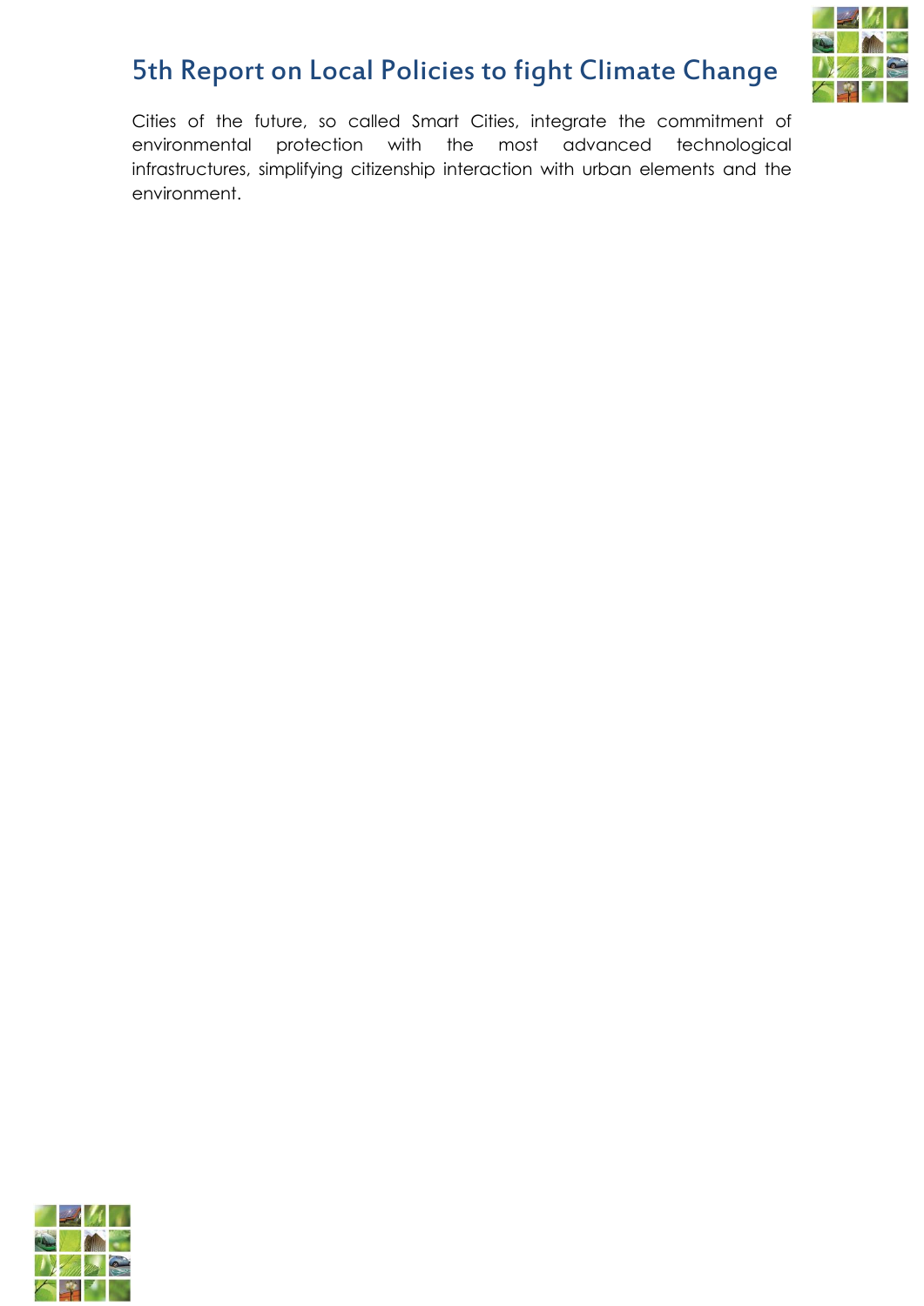Cities of the future, so called Smart Cities, integrate the commitment of environmental protection with the most advanced technological infrastructures, simplifying citizenship interaction with urban elements and the environment.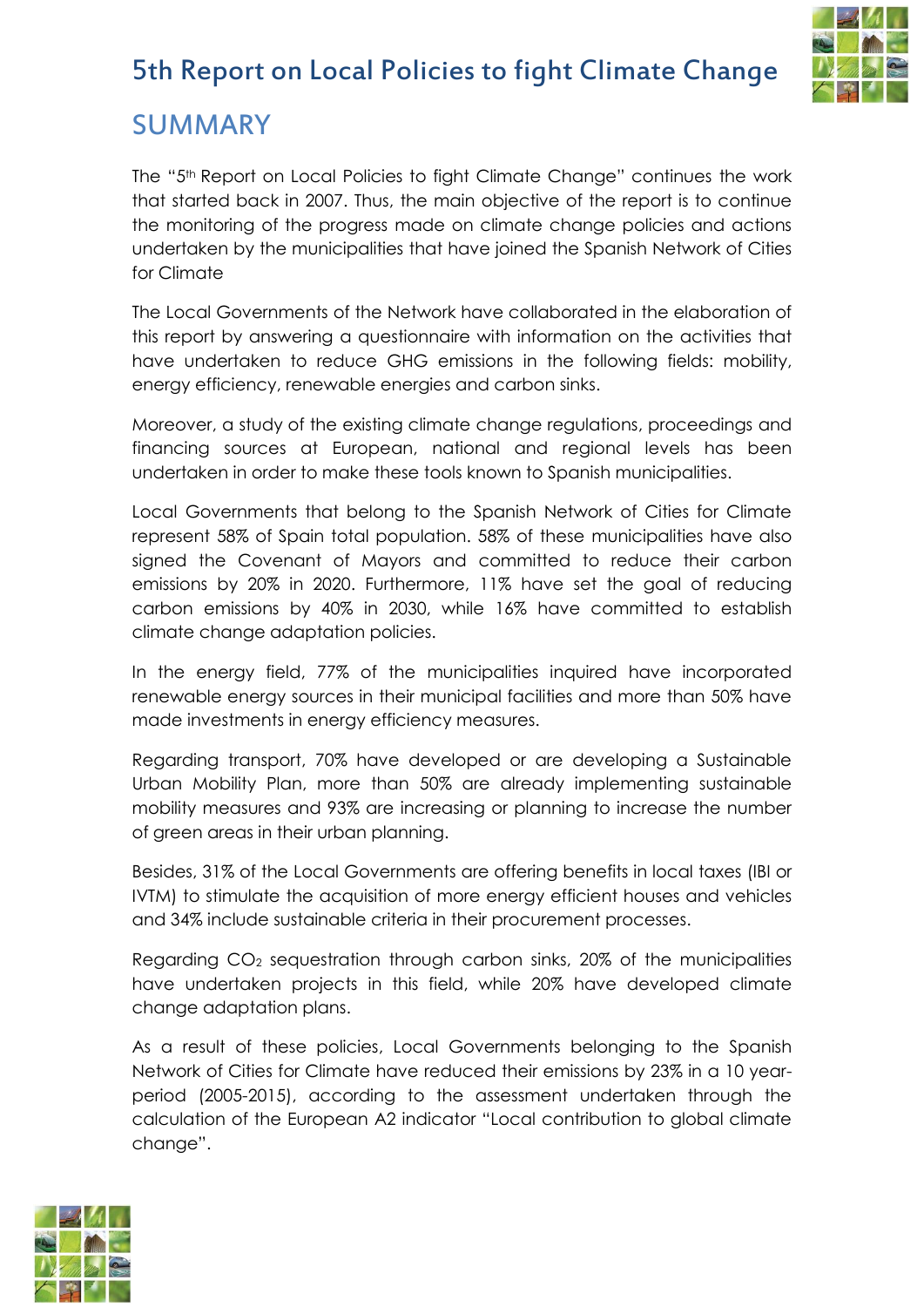# 5th Report on Local Policies to fight Climate Change

## SUMMARY

The "5[th] Report on Local Policies to fight Climate Change" continues the work that started back in 2007. Thus, the main objective of the report is to continue the monitoring of the progress made on climate change policies and actions undertaken by the municipalities that have joined the Spanish Network of Cities for Climate

The Local Governments of the Network have collaborated in the elaboration of this report by answering a questionnaire with information on the activities that have undertaken to reduce GHG emissions in the following fields: mobility, energy efficiency, renewable energies and carbon sinks.

Moreover, a study of the existing climate change regulations, proceedings and financing sources at European, national and regional levels has been undertaken in order to make these tools known to Spanish municipalities.

Local Governments that belong to the Spanish Network of Cities for Climate represent 58% of Spain total population. 58% of these municipalities have also signed the Covenant of Mayors and committed to reduce their carbon emissions by 20% in 2020. Furthermore, 11% have set the goal of reducing carbon emissions by 40% in 2030, while 16% have committed to establish climate change adaptation policies.

In the energy field, 77% of the municipalities inquired have incorporated renewable energy sources in their municipal facilities and more than 50% have made investments in energy efficiency measures.

Regarding transport, 70% have developed or are developing a Sustainable Urban Mobility Plan, more than 50% are already implementing sustainable mobility measures and 93% are increasing or planning to increase the number of green areas in their urban planning.

Besides, 31% of the Local Governments are offering benefits in local taxes (IBI or IVTM) to stimulate the acquisition of more energy efficient houses and vehicles and 34% include sustainable criteria in their procurement processes.

Regarding $CO_2$ sequestration through carbon sinks, 20% of the municipalities have undertaken projects in this field, while 20% have developed climate change adaptation plans.

As a result of these policies, Local Governments belonging to the Spanish Network of Cities for Climate have reduced their emissions by 23% in a 10 year-period (2005-2015), according to the assessment undertaken through the calculation of the European A2 indicator "Local contribution to global climate change".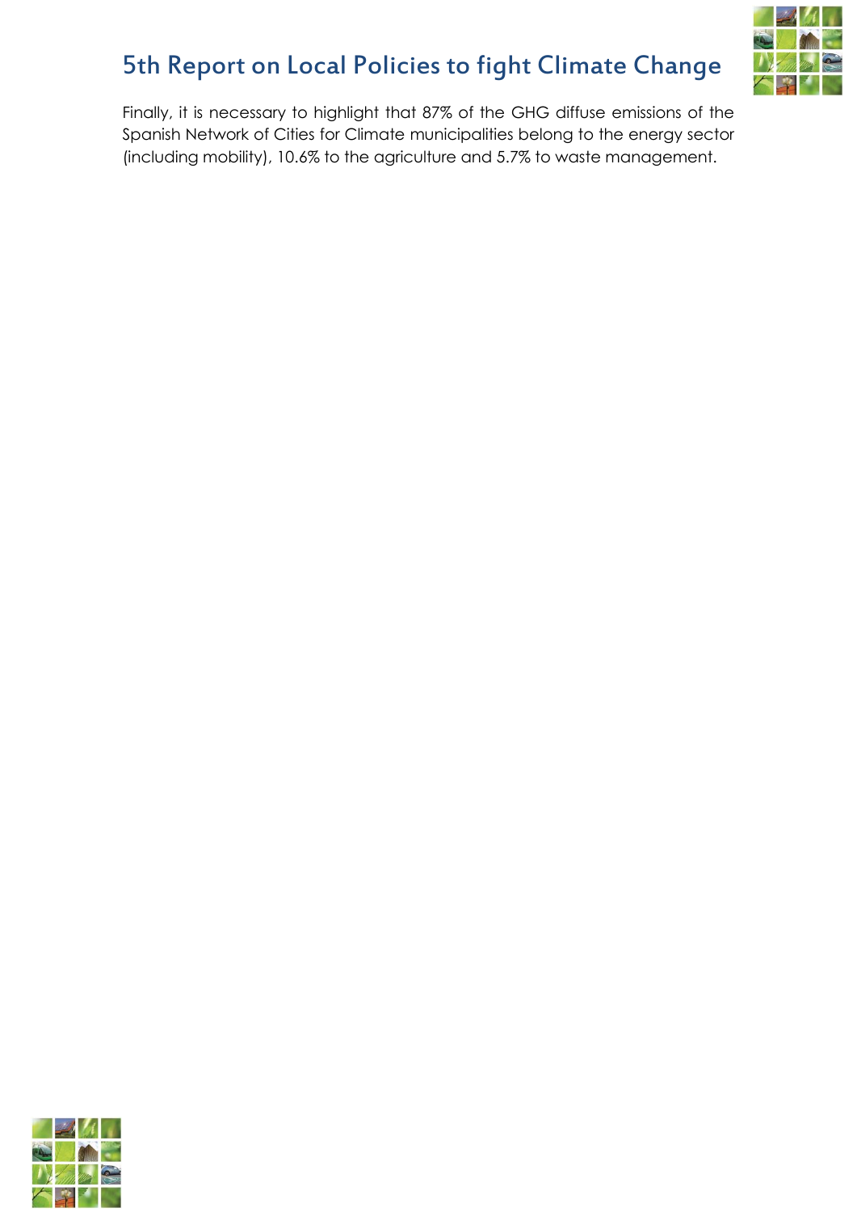Finally, it is necessary to highlight that 87% of the GHG diffuse emissions of the Spanish Network of Cities for Climate municipalities belong to the energy sector (including mobility), 10.6% to the agriculture and 5.7% to waste management.